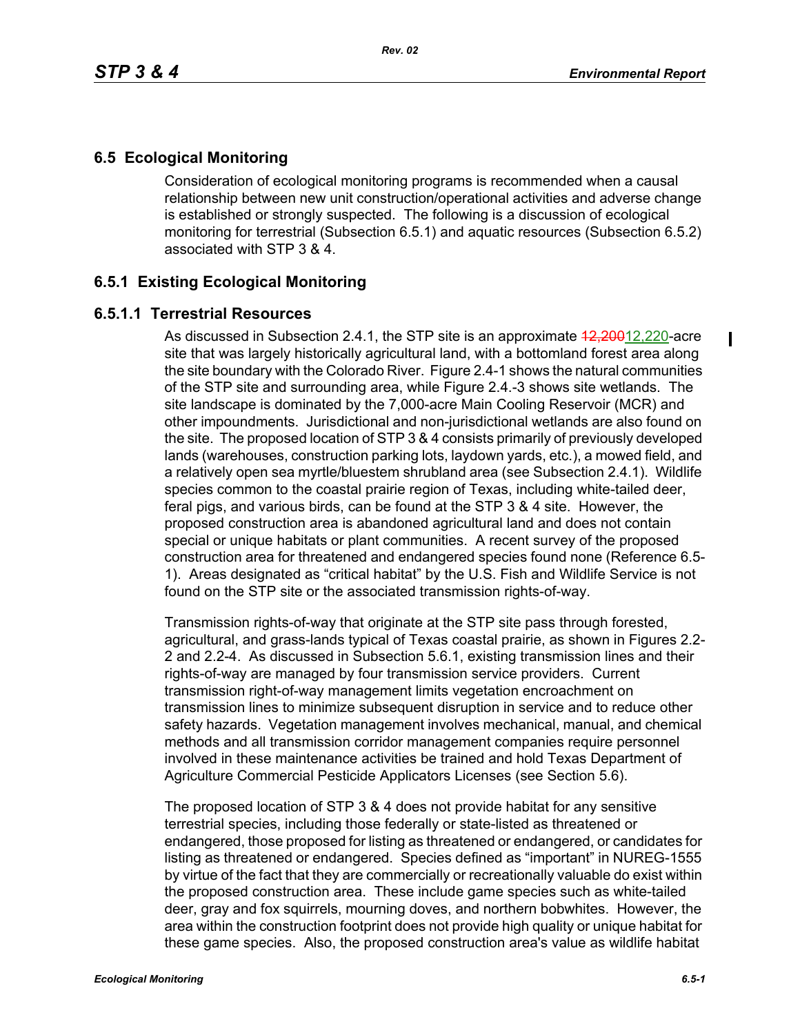## 6.5 Ecological Monitoring

Consideration of ecological monitoring programs is recommended when a causal relationship between new unit construction/operational activities and adverse change is established or strongly suspected. The following is a discussion of ecological monitoring for terrestrial (Subsection 6.5.1) and aquatic resources (Subsection 6.5.2) associated with STP 3 & 4.

## 6.5.1 Existing Ecological Monitoring

### 6.5.1.1 Terrestrial Resources

As discussed in Subsection 2.4.1, the STP site is an approximate ~~12,200~~12,220-acre site that was largely historically agricultural land, with a bottomland forest area along the site boundary with the Colorado River. Figure 2.4-1 shows the natural communities of the STP site and surrounding area, while Figure 2.4.-3 shows site wetlands. The site landscape is dominated by the 7,000-acre Main Cooling Reservoir (MCR) and other impoundments. Jurisdictional and non-jurisdictional wetlands are also found on the site. The proposed location of STP 3 & 4 consists primarily of previously developed lands (warehouses, construction parking lots, laydown yards, etc.), a mowed field, and a relatively open sea myrtle/bluestem shrubland area (see Subsection 2.4.1). Wildlife species common to the coastal prairie region of Texas, including white-tailed deer, feral pigs, and various birds, can be found at the STP 3 & 4 site. However, the proposed construction area is abandoned agricultural land and does not contain special or unique habitats or plant communities. A recent survey of the proposed construction area for threatened and endangered species found none (Reference 6.5-1). Areas designated as "critical habitat" by the U.S. Fish and Wildlife Service is not found on the STP site or the associated transmission rights-of-way.

Transmission rights-of-way that originate at the STP site pass through forested, agricultural, and grass-lands typical of Texas coastal prairie, as shown in Figures 2.2-2 and 2.2-4. As discussed in Subsection 5.6.1, existing transmission lines and their rights-of-way are managed by four transmission service providers. Current transmission right-of-way management limits vegetation encroachment on transmission lines to minimize subsequent disruption in service and to reduce other safety hazards. Vegetation management involves mechanical, manual, and chemical methods and all transmission corridor management companies require personnel involved in these maintenance activities be trained and hold Texas Department of Agriculture Commercial Pesticide Applicators Licenses (see Section 5.6).

The proposed location of STP 3 & 4 does not provide habitat for any sensitive terrestrial species, including those federally or state-listed as threatened or endangered, those proposed for listing as threatened or endangered, or candidates for listing as threatened or endangered. Species defined as "important" in NUREG-1555 by virtue of the fact that they are commercially or recreationally valuable do exist within the proposed construction area. These include game species such as white-tailed deer, gray and fox squirrels, mourning doves, and northern bobwhites. However, the area within the construction footprint does not provide high quality or unique habitat for these game species. Also, the proposed construction area's value as wildlife habitat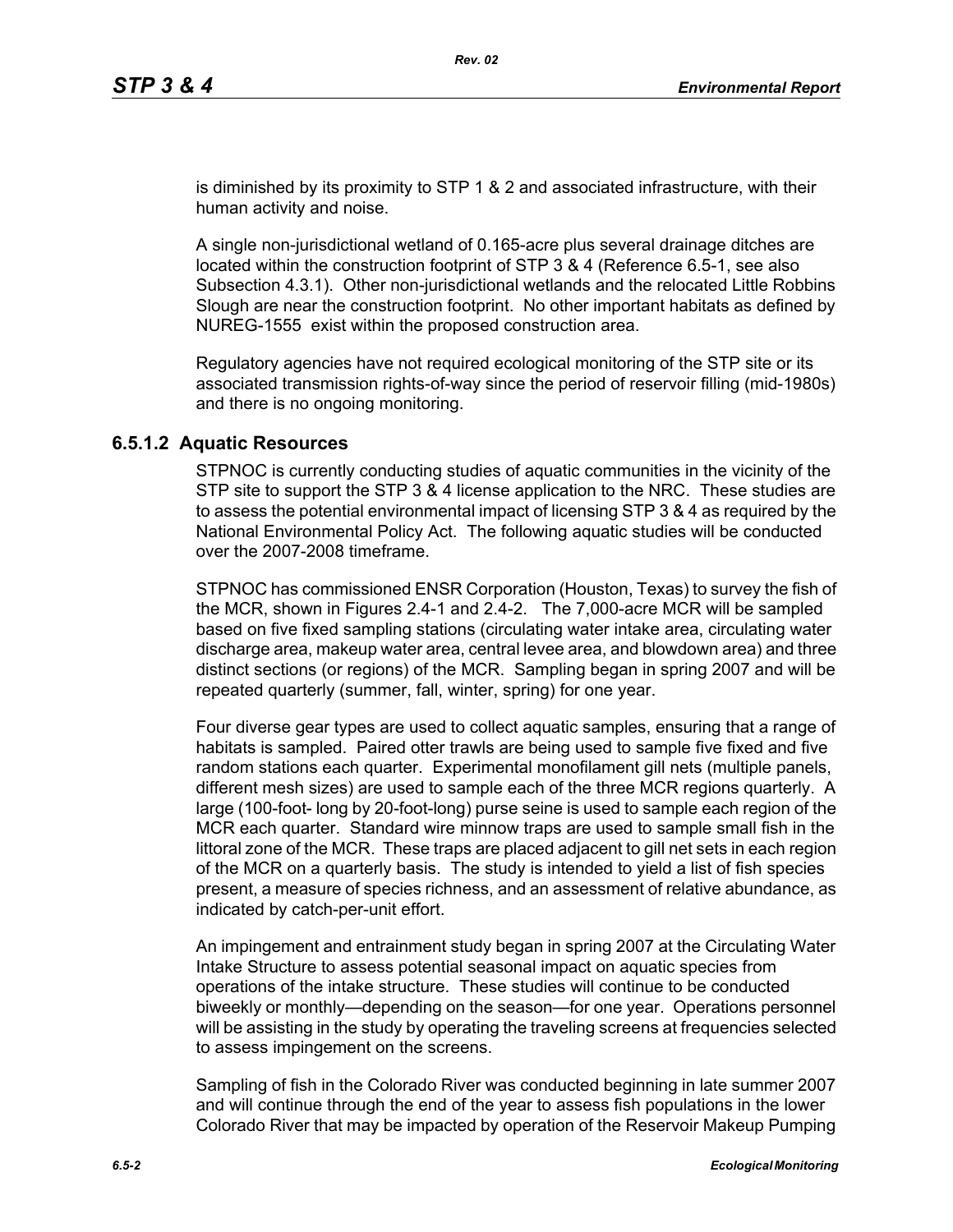is diminished by its proximity to STP 1 & 2 and associated infrastructure, with their human activity and noise.

A single non-jurisdictional wetland of 0.165-acre plus several drainage ditches are located within the construction footprint of STP 3 & 4 (Reference 6.5-1, see also Subsection 4.3.1). Other non-jurisdictional wetlands and the relocated Little Robbins Slough are near the construction footprint. No other important habitats as defined by NUREG-1555 exist within the proposed construction area.

Regulatory agencies have not required ecological monitoring of the STP site or its associated transmission rights-of-way since the period of reservoir filling (mid-1980s) and there is no ongoing monitoring.

### 6.5.1.2 Aquatic Resources

STPNOC is currently conducting studies of aquatic communities in the vicinity of the STP site to support the STP 3 & 4 license application to the NRC. These studies are to assess the potential environmental impact of licensing STP 3 & 4 as required by the National Environmental Policy Act. The following aquatic studies will be conducted over the 2007-2008 timeframe.

STPNOC has commissioned ENSR Corporation (Houston, Texas) to survey the fish of the MCR, shown in Figures 2.4-1 and 2.4-2. The 7,000-acre MCR will be sampled based on five fixed sampling stations (circulating water intake area, circulating water discharge area, makeup water area, central levee area, and blowdown area) and three distinct sections (or regions) of the MCR. Sampling began in spring 2007 and will be repeated quarterly (summer, fall, winter, spring) for one year.

Four diverse gear types are used to collect aquatic samples, ensuring that a range of habitats is sampled. Paired otter trawls are being used to sample five fixed and five random stations each quarter. Experimental monofilament gill nets (multiple panels, different mesh sizes) are used to sample each of the three MCR regions quarterly. A large (100-foot- long by 20-foot-long) purse seine is used to sample each region of the MCR each quarter. Standard wire minnow traps are used to sample small fish in the littoral zone of the MCR. These traps are placed adjacent to gill net sets in each region of the MCR on a quarterly basis. The study is intended to yield a list of fish species present, a measure of species richness, and an assessment of relative abundance, as indicated by catch-per-unit effort.

An impingement and entrainment study began in spring 2007 at the Circulating Water Intake Structure to assess potential seasonal impact on aquatic species from operations of the intake structure. These studies will continue to be conducted biweekly or monthly—depending on the season—for one year. Operations personnel will be assisting in the study by operating the traveling screens at frequencies selected to assess impingement on the screens.

Sampling of fish in the Colorado River was conducted beginning in late summer 2007 and will continue through the end of the year to assess fish populations in the lower Colorado River that may be impacted by operation of the Reservoir Makeup Pumping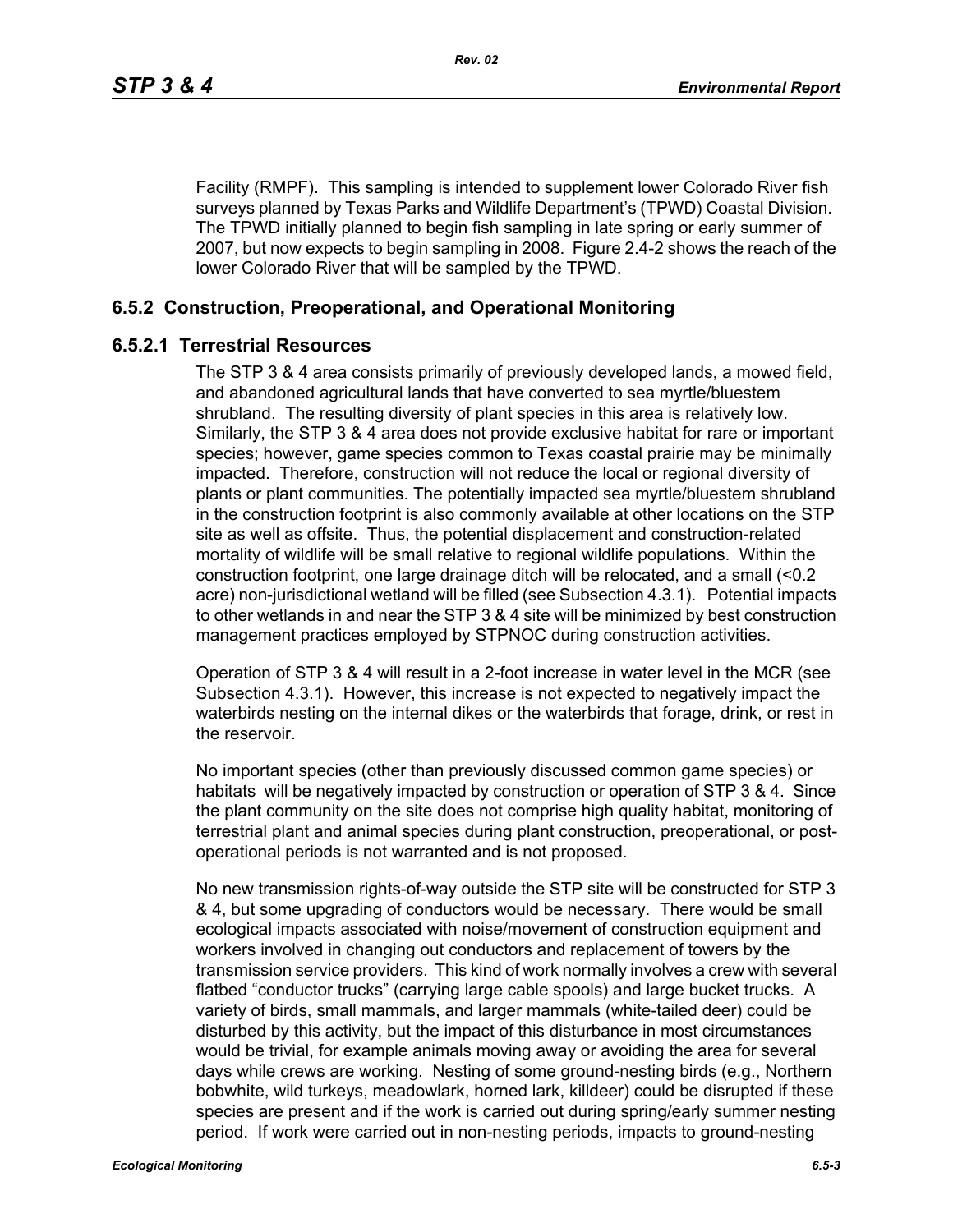Facility (RMPF). This sampling is intended to supplement lower Colorado River fish surveys planned by Texas Parks and Wildlife Department's (TPWD) Coastal Division. The TPWD initially planned to begin fish sampling in late spring or early summer of 2007, but now expects to begin sampling in 2008. Figure 2.4-2 shows the reach of the lower Colorado River that will be sampled by the TPWD.

## 6.5.2 Construction, Preoperational, and Operational Monitoring

### 6.5.2.1 Terrestrial Resources

The STP 3 & 4 area consists primarily of previously developed lands, a mowed field, and abandoned agricultural lands that have converted to sea myrtle/bluestem shrubland. The resulting diversity of plant species in this area is relatively low. Similarly, the STP 3 & 4 area does not provide exclusive habitat for rare or important species; however, game species common to Texas coastal prairie may be minimally impacted. Therefore, construction will not reduce the local or regional diversity of plants or plant communities. The potentially impacted sea myrtle/bluestem shrubland in the construction footprint is also commonly available at other locations on the STP site as well as offsite. Thus, the potential displacement and construction-related mortality of wildlife will be small relative to regional wildlife populations. Within the construction footprint, one large drainage ditch will be relocated, and a small (<0.2 acre) non-jurisdictional wetland will be filled (see Subsection 4.3.1). Potential impacts to other wetlands in and near the STP 3 & 4 site will be minimized by best construction management practices employed by STPNOC during construction activities.

Operation of STP 3 & 4 will result in a 2-foot increase in water level in the MCR (see Subsection 4.3.1). However, this increase is not expected to negatively impact the waterbirds nesting on the internal dikes or the waterbirds that forage, drink, or rest in the reservoir.

No important species (other than previously discussed common game species) or habitats will be negatively impacted by construction or operation of STP 3 & 4. Since the plant community on the site does not comprise high quality habitat, monitoring of terrestrial plant and animal species during plant construction, preoperational, or post-operational periods is not warranted and is not proposed.

No new transmission rights-of-way outside the STP site will be constructed for STP 3 & 4, but some upgrading of conductors would be necessary. There would be small ecological impacts associated with noise/movement of construction equipment and workers involved in changing out conductors and replacement of towers by the transmission service providers. This kind of work normally involves a crew with several flatbed "conductor trucks" (carrying large cable spools) and large bucket trucks. A variety of birds, small mammals, and larger mammals (white-tailed deer) could be disturbed by this activity, but the impact of this disturbance in most circumstances would be trivial, for example animals moving away or avoiding the area for several days while crews are working. Nesting of some ground-nesting birds (e.g., Northern bobwhite, wild turkeys, meadowlark, horned lark, killdeer) could be disrupted if these species are present and if the work is carried out during spring/early summer nesting period. If work were carried out in non-nesting periods, impacts to ground-nesting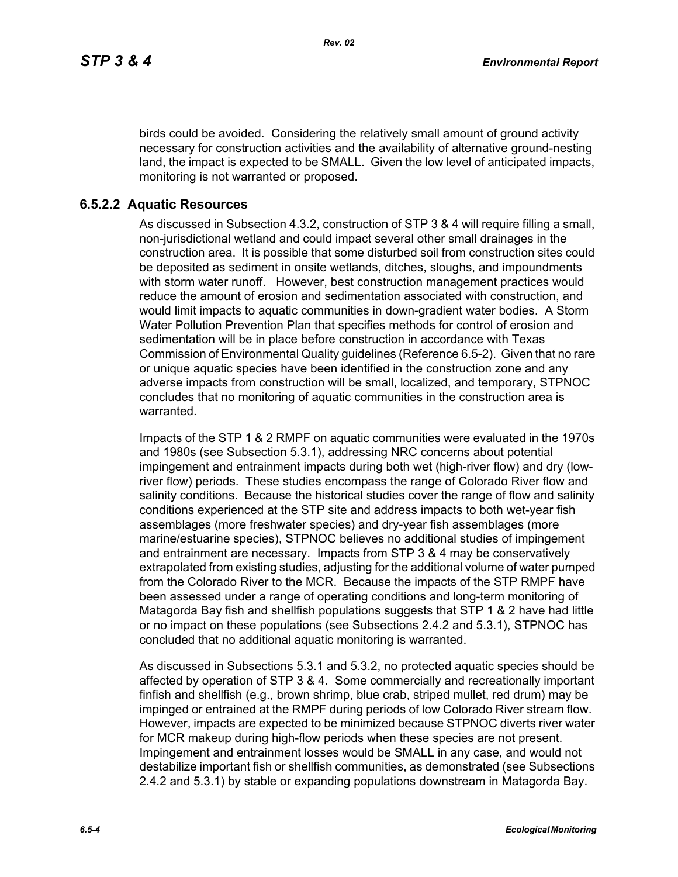birds could be avoided. Considering the relatively small amount of ground activity necessary for construction activities and the availability of alternative ground-nesting land, the impact is expected to be SMALL. Given the low level of anticipated impacts, monitoring is not warranted or proposed.

### 6.5.2.2 Aquatic Resources

As discussed in Subsection 4.3.2, construction of STP 3 & 4 will require filling a small, non-jurisdictional wetland and could impact several other small drainages in the construction area. It is possible that some disturbed soil from construction sites could be deposited as sediment in onsite wetlands, ditches, sloughs, and impoundments with storm water runoff. However, best construction management practices would reduce the amount of erosion and sedimentation associated with construction, and would limit impacts to aquatic communities in down-gradient water bodies. A Storm Water Pollution Prevention Plan that specifies methods for control of erosion and sedimentation will be in place before construction in accordance with Texas Commission of Environmental Quality guidelines (Reference 6.5-2). Given that no rare or unique aquatic species have been identified in the construction zone and any adverse impacts from construction will be small, localized, and temporary, STPNOC concludes that no monitoring of aquatic communities in the construction area is warranted.

Impacts of the STP 1 & 2 RMPF on aquatic communities were evaluated in the 1970s and 1980s (see Subsection 5.3.1), addressing NRC concerns about potential impingement and entrainment impacts during both wet (high-river flow) and dry (low-river flow) periods. These studies encompass the range of Colorado River flow and salinity conditions. Because the historical studies cover the range of flow and salinity conditions experienced at the STP site and address impacts to both wet-year fish assemblages (more freshwater species) and dry-year fish assemblages (more marine/estuarine species), STPNOC believes no additional studies of impingement and entrainment are necessary. Impacts from STP 3 & 4 may be conservatively extrapolated from existing studies, adjusting for the additional volume of water pumped from the Colorado River to the MCR. Because the impacts of the STP RMPF have been assessed under a range of operating conditions and long-term monitoring of Matagorda Bay fish and shellfish populations suggests that STP 1 & 2 have had little or no impact on these populations (see Subsections 2.4.2 and 5.3.1), STPNOC has concluded that no additional aquatic monitoring is warranted.

As discussed in Subsections 5.3.1 and 5.3.2, no protected aquatic species should be affected by operation of STP 3 & 4. Some commercially and recreationally important finfish and shellfish (e.g., brown shrimp, blue crab, striped mullet, red drum) may be impinged or entrained at the RMPF during periods of low Colorado River stream flow. However, impacts are expected to be minimized because STPNOC diverts river water for MCR makeup during high-flow periods when these species are not present. Impingement and entrainment losses would be SMALL in any case, and would not destabilize important fish or shellfish communities, as demonstrated (see Subsections 2.4.2 and 5.3.1) by stable or expanding populations downstream in Matagorda Bay.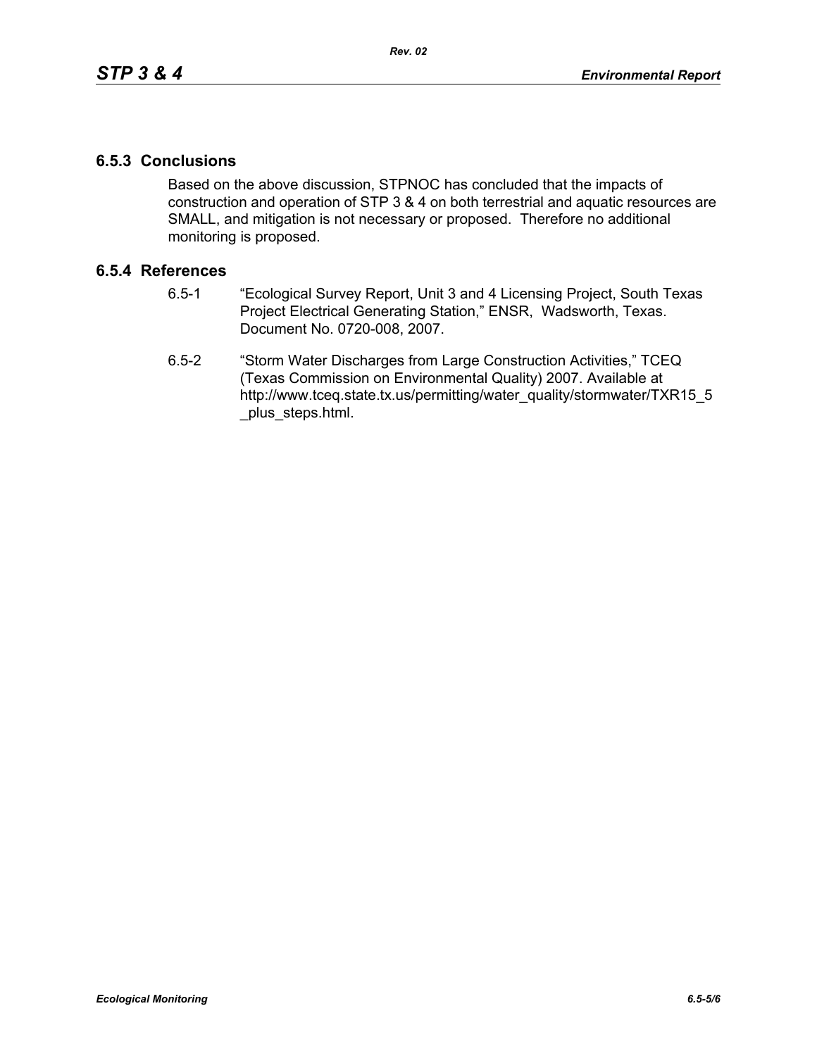### 6.5.3 Conclusions

Based on the above discussion, STPNOC has concluded that the impacts of construction and operation of STP 3 & 4 on both terrestrial and aquatic resources are SMALL, and mitigation is not necessary or proposed. Therefore no additional monitoring is proposed.

### 6.5.4 References

6.5-1 "Ecological Survey Report, Unit 3 and 4 Licensing Project, South Texas Project Electrical Generating Station," ENSR, Wadsworth, Texas. Document No. 0720-008, 2007.

6.5-2 "Storm Water Discharges from Large Construction Activities," TCEQ (Texas Commission on Environmental Quality) 2007. Available at http://www.tceq.state.tx.us/permitting/water_quality/stormwater/TXR15_5_plus_steps.html.